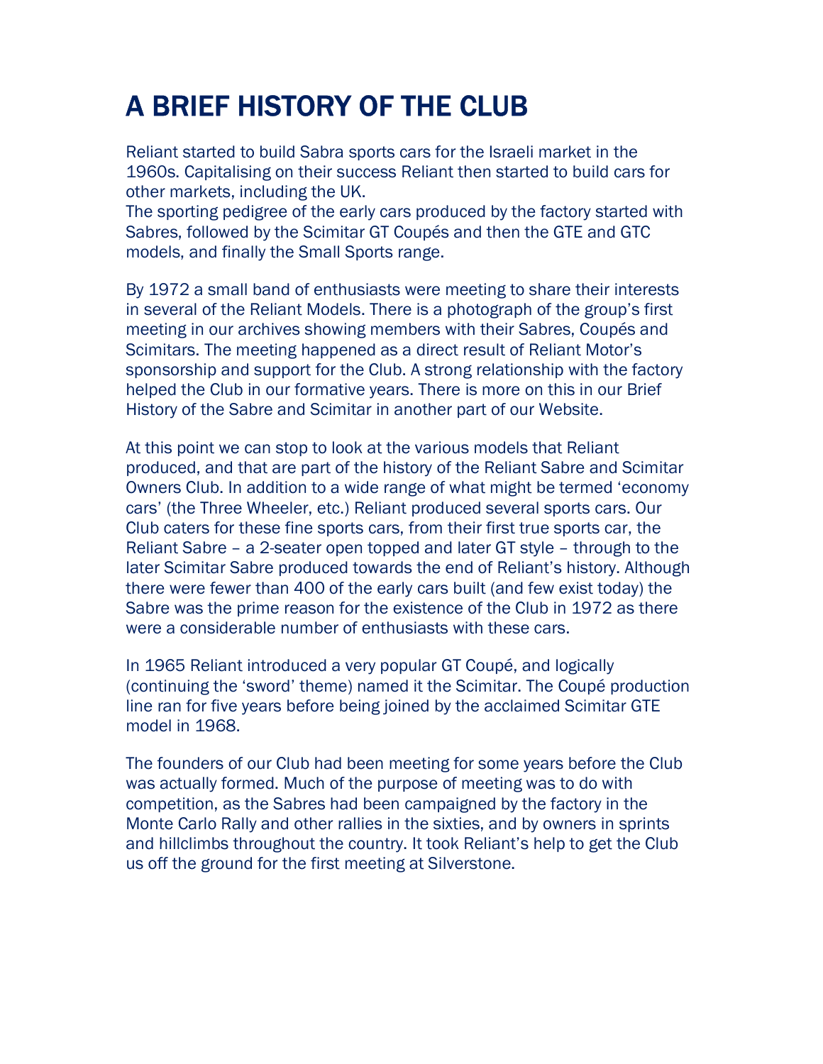# A BRIEF HISTORY OF THE CLUB

Reliant started to build Sabra sports cars for the Israeli market in the 1960s. Capitalising on their success Reliant then started to build cars for other markets, including the UK.
The sporting pedigree of the early cars produced by the factory started with Sabres, followed by the Scimitar GT Coupés and then the GTE and GTC models, and finally the Small Sports range.

By 1972 a small band of enthusiasts were meeting to share their interests in several of the Reliant Models. There is a photograph of the group's first meeting in our archives showing members with their Sabres, Coupés and Scimitars. The meeting happened as a direct result of Reliant Motor's sponsorship and support for the Club. A strong relationship with the factory helped the Club in our formative years. There is more on this in our Brief History of the Sabre and Scimitar in another part of our Website.

At this point we can stop to look at the various models that Reliant produced, and that are part of the history of the Reliant Sabre and Scimitar Owners Club. In addition to a wide range of what might be termed 'economy cars' (the Three Wheeler, etc.) Reliant produced several sports cars. Our Club caters for these fine sports cars, from their first true sports car, the Reliant Sabre – a 2-seater open topped and later GT style – through to the later Scimitar Sabre produced towards the end of Reliant's history. Although there were fewer than 400 of the early cars built (and few exist today) the Sabre was the prime reason for the existence of the Club in 1972 as there were a considerable number of enthusiasts with these cars.

In 1965 Reliant introduced a very popular GT Coupé, and logically (continuing the 'sword' theme) named it the Scimitar. The Coupé production line ran for five years before being joined by the acclaimed Scimitar GTE model in 1968.

The founders of our Club had been meeting for some years before the Club was actually formed. Much of the purpose of meeting was to do with competition, as the Sabres had been campaigned by the factory in the Monte Carlo Rally and other rallies in the sixties, and by owners in sprints and hillclimbs throughout the country. It took Reliant's help to get the Club us off the ground for the first meeting at Silverstone.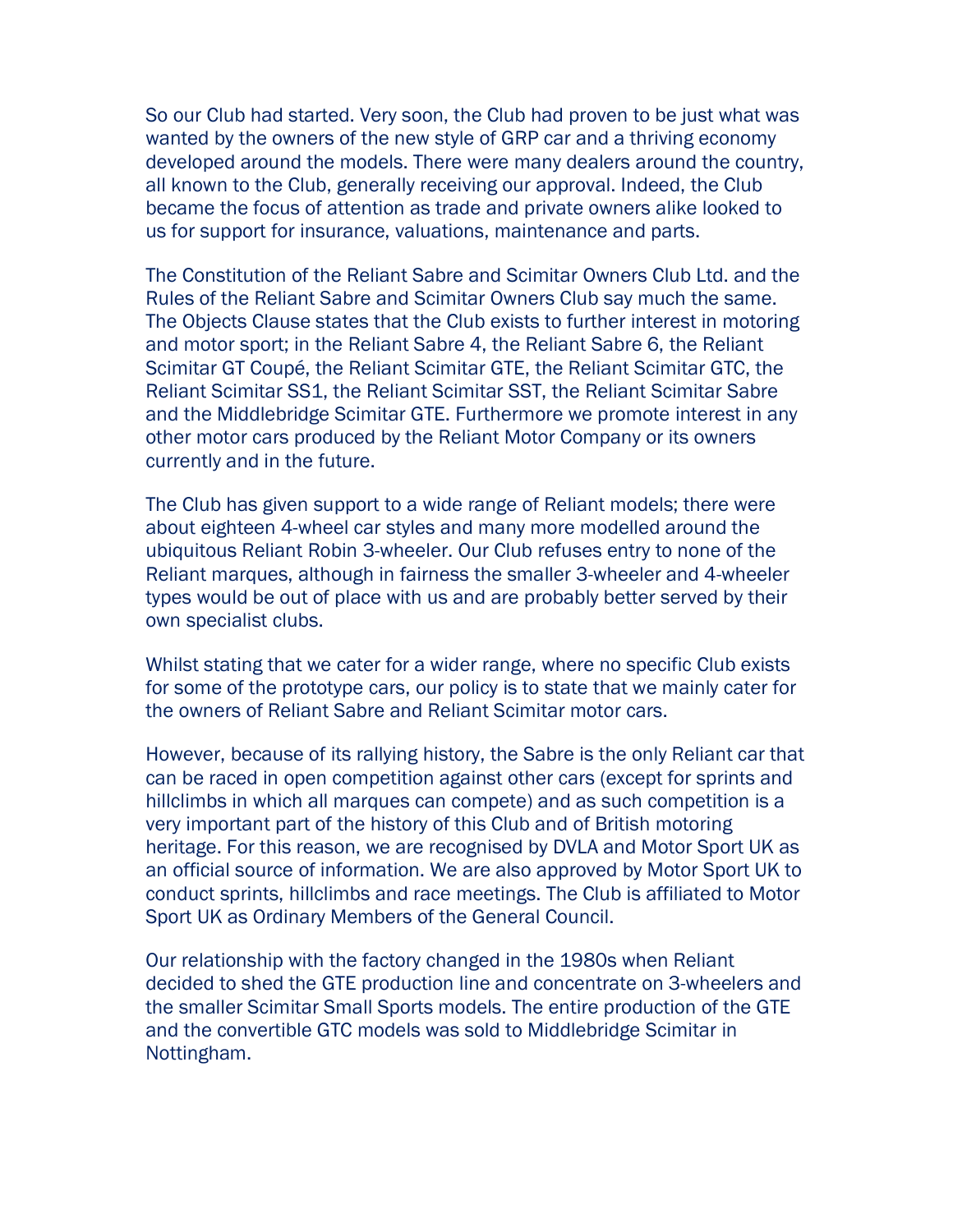So our Club had started. Very soon, the Club had proven to be just what was wanted by the owners of the new style of GRP car and a thriving economy developed around the models. There were many dealers around the country, all known to the Club, generally receiving our approval. Indeed, the Club became the focus of attention as trade and private owners alike looked to us for support for insurance, valuations, maintenance and parts.

The Constitution of the Reliant Sabre and Scimitar Owners Club Ltd. and the Rules of the Reliant Sabre and Scimitar Owners Club say much the same. The Objects Clause states that the Club exists to further interest in motoring and motor sport; in the Reliant Sabre 4, the Reliant Sabre 6, the Reliant Scimitar GT Coupé, the Reliant Scimitar GTE, the Reliant Scimitar GTC, the Reliant Scimitar SS1, the Reliant Scimitar SST, the Reliant Scimitar Sabre and the Middlebridge Scimitar GTE. Furthermore we promote interest in any other motor cars produced by the Reliant Motor Company or its owners currently and in the future.

The Club has given support to a wide range of Reliant models; there were about eighteen 4-wheel car styles and many more modelled around the ubiquitous Reliant Robin 3-wheeler. Our Club refuses entry to none of the Reliant marques, although in fairness the smaller 3-wheeler and 4-wheeler types would be out of place with us and are probably better served by their own specialist clubs.

Whilst stating that we cater for a wider range, where no specific Club exists for some of the prototype cars, our policy is to state that we mainly cater for the owners of Reliant Sabre and Reliant Scimitar motor cars.

However, because of its rallying history, the Sabre is the only Reliant car that can be raced in open competition against other cars (except for sprints and hillclimbs in which all marques can compete) and as such competition is a very important part of the history of this Club and of British motoring heritage. For this reason, we are recognised by DVLA and Motor Sport UK as an official source of information. We are also approved by Motor Sport UK to conduct sprints, hillclimbs and race meetings. The Club is affiliated to Motor Sport UK as Ordinary Members of the General Council.

Our relationship with the factory changed in the 1980s when Reliant decided to shed the GTE production line and concentrate on 3-wheelers and the smaller Scimitar Small Sports models. The entire production of the GTE and the convertible GTC models was sold to Middlebridge Scimitar in Nottingham.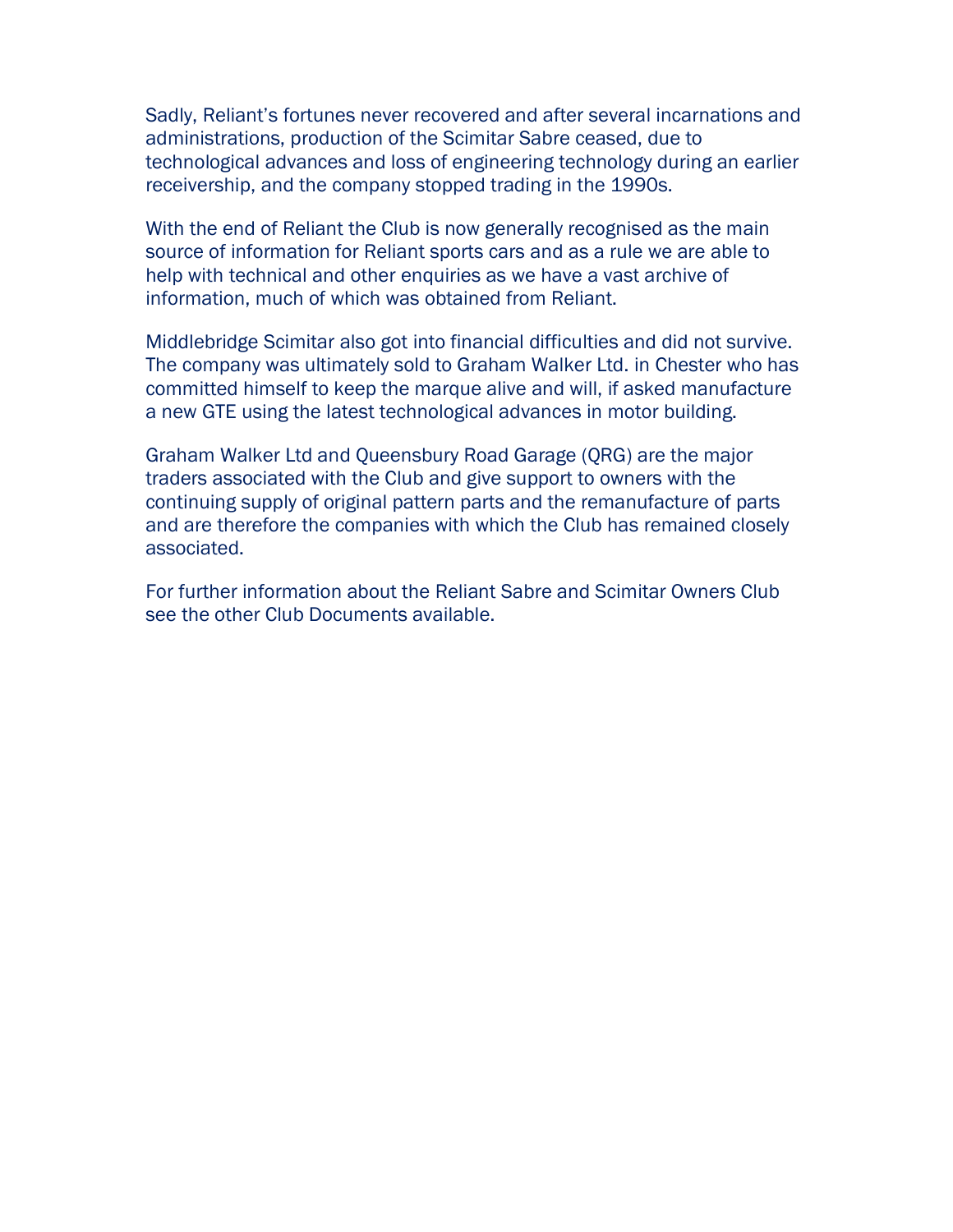Sadly, Reliant's fortunes never recovered and after several incarnations and administrations, production of the Scimitar Sabre ceased, due to technological advances and loss of engineering technology during an earlier receivership, and the company stopped trading in the 1990s.

With the end of Reliant the Club is now generally recognised as the main source of information for Reliant sports cars and as a rule we are able to help with technical and other enquiries as we have a vast archive of information, much of which was obtained from Reliant.

Middlebridge Scimitar also got into financial difficulties and did not survive. The company was ultimately sold to Graham Walker Ltd. in Chester who has committed himself to keep the marque alive and will, if asked manufacture a new GTE using the latest technological advances in motor building.

Graham Walker Ltd and Queensbury Road Garage (QRG) are the major traders associated with the Club and give support to owners with the continuing supply of original pattern parts and the remanufacture of parts and are therefore the companies with which the Club has remained closely associated.

For further information about the Reliant Sabre and Scimitar Owners Club see the other Club Documents available.